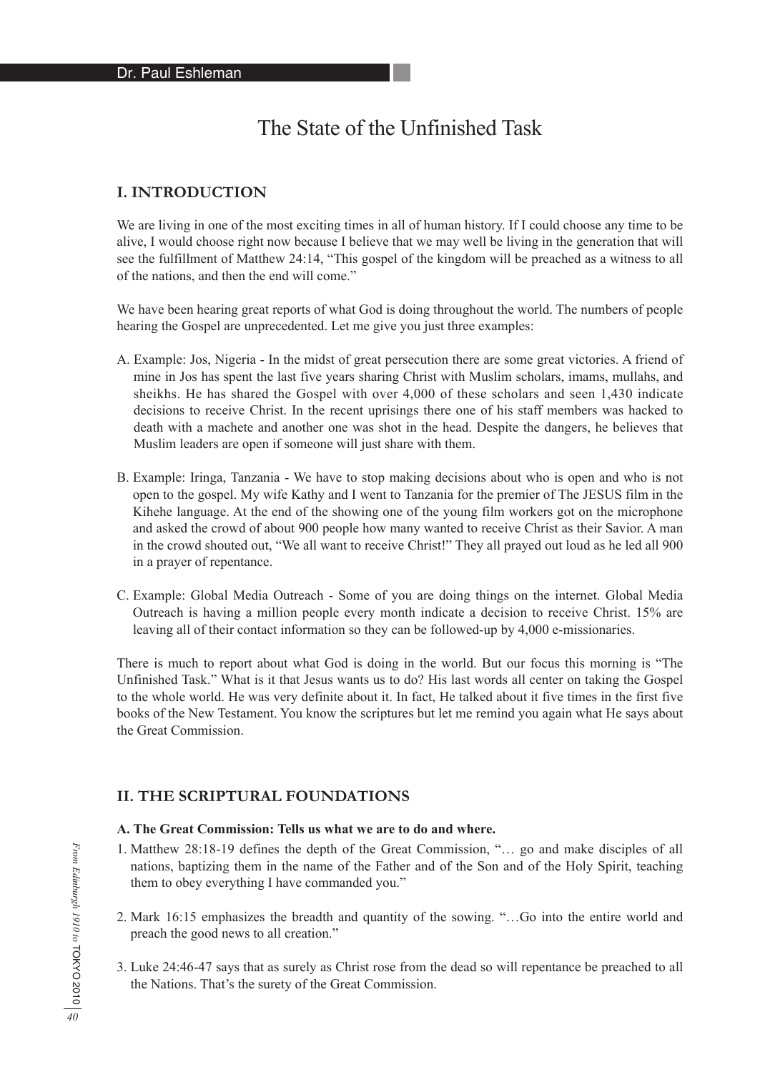Dr. Paul Eshleman

# The State of the Unfinished Task

## I. INTRODUCTION

We are living in one of the most exciting times in all of human history. If I could choose any time to be alive, I would choose right now because I believe that we may well be living in the generation that will see the fulfillment of Matthew 24:14, "This gospel of the kingdom will be preached as a witness to all of the nations, and then the end will come."

We have been hearing great reports of what God is doing throughout the world. The numbers of people hearing the Gospel are unprecedented. Let me give you just three examples:

A. Example: Jos, Nigeria - In the midst of great persecution there are some great victories. A friend of mine in Jos has spent the last five years sharing Christ with Muslim scholars, imams, mullahs, and sheikhs. He has shared the Gospel with over 4,000 of these scholars and seen 1,430 indicate decisions to receive Christ. In the recent uprisings there one of his staff members was hacked to death with a machete and another one was shot in the head. Despite the dangers, he believes that Muslim leaders are open if someone will just share with them.

B. Example: Iringa, Tanzania - We have to stop making decisions about who is open and who is not open to the gospel. My wife Kathy and I went to Tanzania for the premier of The JESUS film in the Kihehe language. At the end of the showing one of the young film workers got on the microphone and asked the crowd of about 900 people how many wanted to receive Christ as their Savior. A man in the crowd shouted out, "We all want to receive Christ!" They all prayed out loud as he led all 900 in a prayer of repentance.

C. Example: Global Media Outreach - Some of you are doing things on the internet. Global Media Outreach is having a million people every month indicate a decision to receive Christ. 15% are leaving all of their contact information so they can be followed-up by 4,000 e-missionaries.

There is much to report about what God is doing in the world. But our focus this morning is "The Unfinished Task." What is it that Jesus wants us to do? His last words all center on taking the Gospel to the whole world. He was very definite about it. In fact, He talked about it five times in the first five books of the New Testament. You know the scriptures but let me remind you again what He says about the Great Commission.

## II. THE SCRIPTURAL FOUNDATIONS

**A. The Great Commission: Tells us what we are to do and where.**

1. Matthew 28:18-19 defines the depth of the Great Commission, "… go and make disciples of all nations, baptizing them in the name of the Father and of the Son and of the Holy Spirit, teaching them to obey everything I have commanded you."

2. Mark 16:15 emphasizes the breadth and quantity of the sowing. "…Go into the entire world and preach the good news to all creation."

3. Luke 24:46-47 says that as surely as Christ rose from the dead so will repentance be preached to all the Nations. That's the surety of the Great Commission.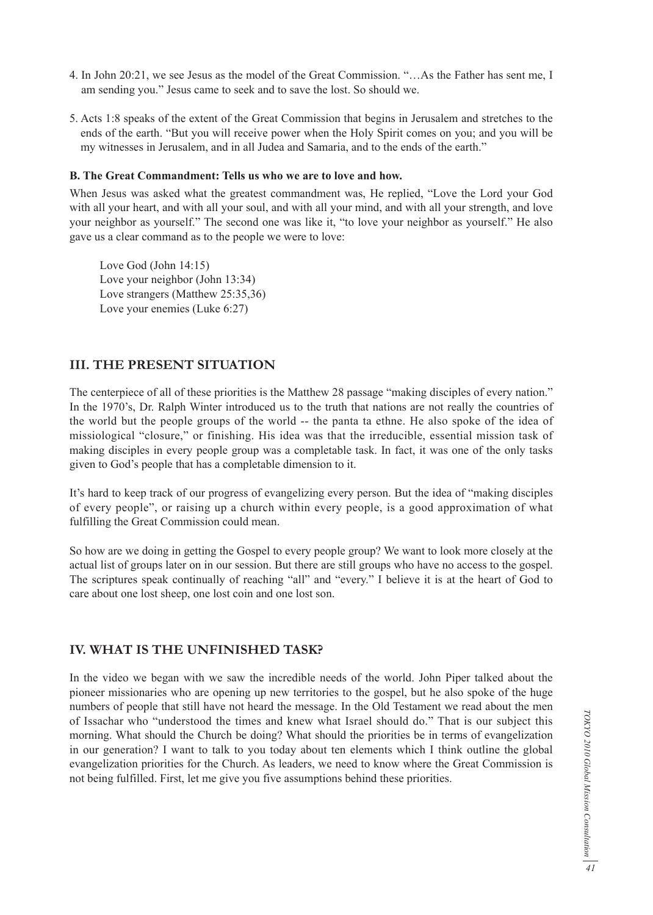4. In John 20:21, we see Jesus as the model of the Great Commission. "…As the Father has sent me, I am sending you." Jesus came to seek and to save the lost. So should we.

5. Acts 1:8 speaks of the extent of the Great Commission that begins in Jerusalem and stretches to the ends of the earth. "But you will receive power when the Holy Spirit comes on you; and you will be my witnesses in Jerusalem, and in all Judea and Samaria, and to the ends of the earth."

**B. The Great Commandment: Tells us who we are to love and how.**

When Jesus was asked what the greatest commandment was, He replied, "Love the Lord your God with all your heart, and with all your soul, and with all your mind, and with all your strength, and love your neighbor as yourself." The second one was like it, "to love your neighbor as yourself." He also gave us a clear command as to the people we were to love:

Love God (John 14:15)
Love your neighbor (John 13:34)
Love strangers (Matthew 25:35,36)
Love your enemies (Luke 6:27)

## III. THE PRESENT SITUATION

The centerpiece of all of these priorities is the Matthew 28 passage "making disciples of every nation." In the 1970's, Dr. Ralph Winter introduced us to the truth that nations are not really the countries of the world but the people groups of the world -- the panta ta ethne. He also spoke of the idea of missiological "closure," or finishing. His idea was that the irreducible, essential mission task of making disciples in every people group was a completable task. In fact, it was one of the only tasks given to God's people that has a completable dimension to it.

It's hard to keep track of our progress of evangelizing every person. But the idea of "making disciples of every people", or raising up a church within every people, is a good approximation of what fulfilling the Great Commission could mean.

So how are we doing in getting the Gospel to every people group? We want to look more closely at the actual list of groups later on in our session. But there are still groups who have no access to the gospel. The scriptures speak continually of reaching "all" and "every." I believe it is at the heart of God to care about one lost sheep, one lost coin and one lost son.

## IV. WHAT IS THE UNFINISHED TASK?

In the video we began with we saw the incredible needs of the world. John Piper talked about the pioneer missionaries who are opening up new territories to the gospel, but he also spoke of the huge numbers of people that still have not heard the message. In the Old Testament we read about the men of Issachar who "understood the times and knew what Israel should do." That is our subject this morning. What should the Church be doing? What should the priorities be in terms of evangelization in our generation? I want to talk to you today about ten elements which I think outline the global evangelization priorities for the Church. As leaders, we need to know where the Great Commission is not being fulfilled. First, let me give you five assumptions behind these priorities.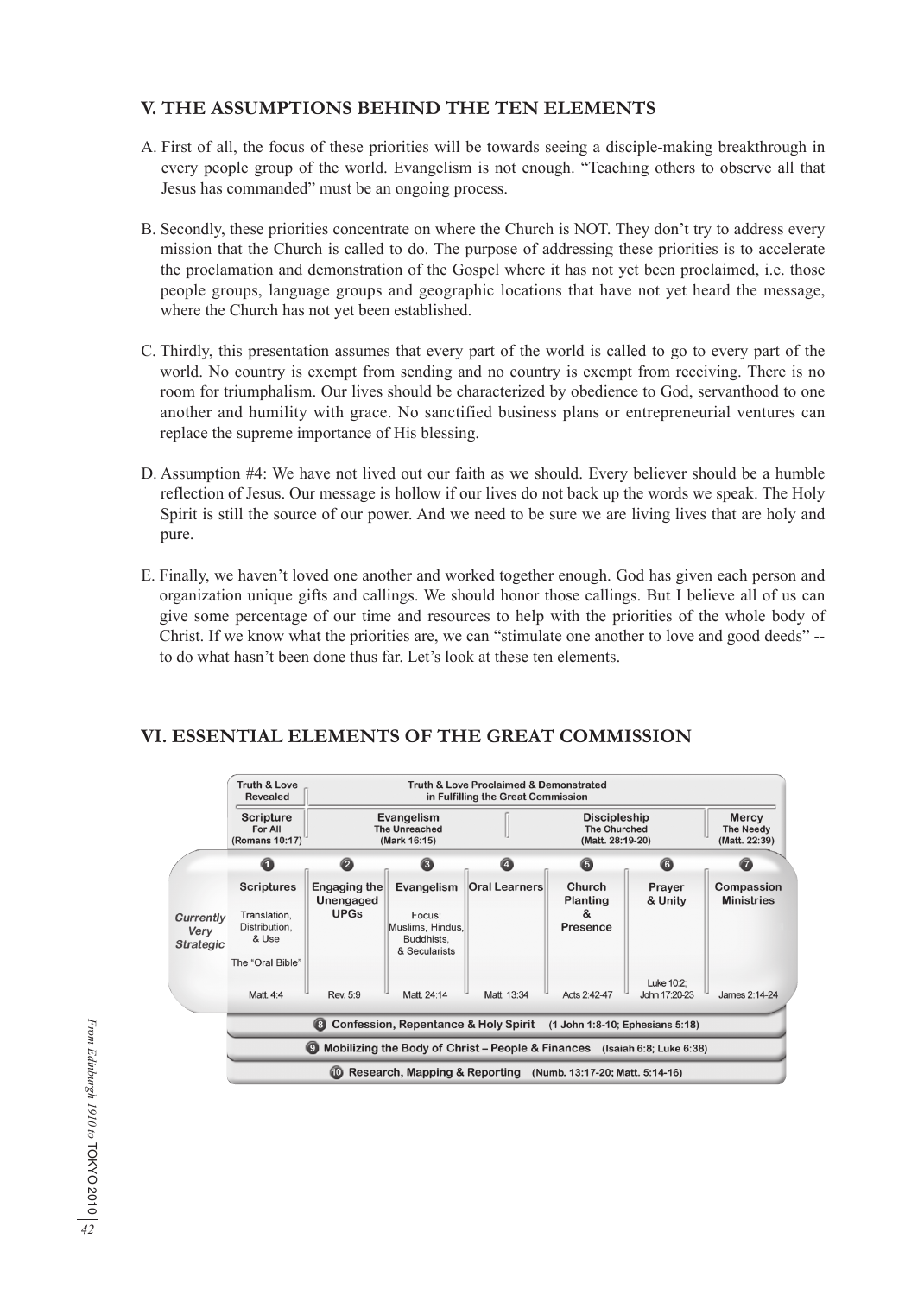## V. THE ASSUMPTIONS BEHIND THE TEN ELEMENTS

A. First of all, the focus of these priorities will be towards seeing a disciple-making breakthrough in every people group of the world. Evangelism is not enough. "Teaching others to observe all that Jesus has commanded" must be an ongoing process.

B. Secondly, these priorities concentrate on where the Church is NOT. They don't try to address every mission that the Church is called to do. The purpose of addressing these priorities is to accelerate the proclamation and demonstration of the Gospel where it has not yet been proclaimed, i.e. those people groups, language groups and geographic locations that have not yet heard the message, where the Church has not yet been established.

C. Thirdly, this presentation assumes that every part of the world is called to go to every part of the world. No country is exempt from sending and no country is exempt from receiving. There is no room for triumphalism. Our lives should be characterized by obedience to God, servanthood to one another and humility with grace. No sanctified business plans or entrepreneurial ventures can replace the supreme importance of His blessing.

D. Assumption #4: We have not lived out our faith as we should. Every believer should be a humble reflection of Jesus. Our message is hollow if our lives do not back up the words we speak. The Holy Spirit is still the source of our power. And we need to be sure we are living lives that are holy and pure.

E. Finally, we haven't loved one another and worked together enough. God has given each person and organization unique gifts and callings. We should honor those callings. But I believe all of us can give some percentage of our time and resources to help with the priorities of the whole body of Christ. If we know what the priorities are, we can "stimulate one another to love and good deeds" -- to do what hasn't been done thus far. Let's look at these ten elements.

## VI. ESSENTIAL ELEMENTS OF THE GREAT COMMISSION

| | Truth & Love Revealed | Truth & Love Proclaimed & Demonstrated in Fulfilling the Great Commission | | | | | |
|---|---|---|---|---|---|---|---|
| | Scripture For All (Romans 10:17) | Evangelism The Unreached (Mark 16:15) | | | Discipleship The Churched (Matt. 28:19-20) | | Mercy The Needy (Matt. 22:39) |
| | 1 | 2 | 3 | 4 | 5 | 6 | 7 |
| *Currently Very Strategic* | **Scriptures** Translation, Distribution, & Use The "Oral Bible" | **Engaging the Unengaged UPGs** | **Evangelism** Focus: Muslims, Hindus, Buddhists, & Secularists | **Oral Learners** | **Church Planting & Presence** | **Prayer & Unity** | **Compassion Ministries** |
| | Matt. 4:4 | Rev. 5:9 | Matt. 24:14 | Matt. 13:34 | Acts 2:42-47 | Luke 10:2; John 17:20-23 | James 2:14-24 |

8. **Confession, Repentance & Holy Spirit** (1 John 1:8-10; Ephesians 5:18)
9. **Mobilizing the Body of Christ – People & Finances** (Isaiah 6:8; Luke 6:38)
10. **Research, Mapping & Reporting** (Numb. 13:17-20; Matt. 5:14-16)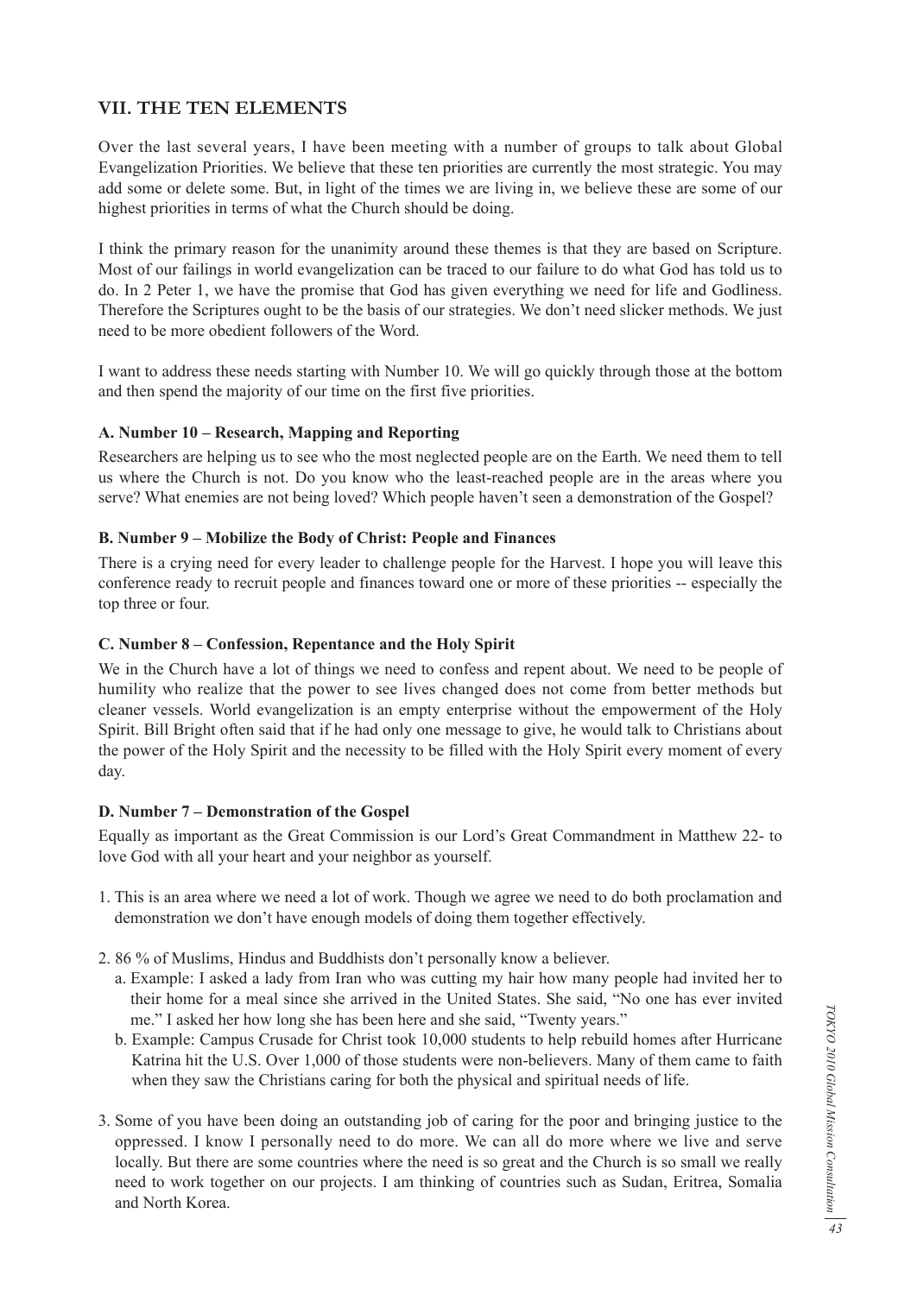## VII. THE TEN ELEMENTS

Over the last several years, I have been meeting with a number of groups to talk about Global Evangelization Priorities. We believe that these ten priorities are currently the most strategic. You may add some or delete some. But, in light of the times we are living in, we believe these are some of our highest priorities in terms of what the Church should be doing.

I think the primary reason for the unanimity around these themes is that they are based on Scripture. Most of our failings in world evangelization can be traced to our failure to do what God has told us to do. In 2 Peter 1, we have the promise that God has given everything we need for life and Godliness. Therefore the Scriptures ought to be the basis of our strategies. We don't need slicker methods. We just need to be more obedient followers of the Word.

I want to address these needs starting with Number 10. We will go quickly through those at the bottom and then spend the majority of our time on the first five priorities.

### A. Number 10 – Research, Mapping and Reporting

Researchers are helping us to see who the most neglected people are on the Earth. We need them to tell us where the Church is not. Do you know who the least-reached people are in the areas where you serve? What enemies are not being loved? Which people haven't seen a demonstration of the Gospel?

### B. Number 9 – Mobilize the Body of Christ: People and Finances

There is a crying need for every leader to challenge people for the Harvest. I hope you will leave this conference ready to recruit people and finances toward one or more of these priorities -- especially the top three or four.

### C. Number 8 – Confession, Repentance and the Holy Spirit

We in the Church have a lot of things we need to confess and repent about. We need to be people of humility who realize that the power to see lives changed does not come from better methods but cleaner vessels. World evangelization is an empty enterprise without the empowerment of the Holy Spirit. Bill Bright often said that if he had only one message to give, he would talk to Christians about the power of the Holy Spirit and the necessity to be filled with the Holy Spirit every moment of every day.

### D. Number 7 – Demonstration of the Gospel

Equally as important as the Great Commission is our Lord's Great Commandment in Matthew 22- to love God with all your heart and your neighbor as yourself.

1. This is an area where we need a lot of work. Though we agree we need to do both proclamation and demonstration we don't have enough models of doing them together effectively.

2. 86 % of Muslims, Hindus and Buddhists don't personally know a believer.
   a. Example: I asked a lady from Iran who was cutting my hair how many people had invited her to their home for a meal since she arrived in the United States. She said, "No one has ever invited me." I asked her how long she has been here and she said, "Twenty years."
   b. Example: Campus Crusade for Christ took 10,000 students to help rebuild homes after Hurricane Katrina hit the U.S. Over 1,000 of those students were non-believers. Many of them came to faith when they saw the Christians caring for both the physical and spiritual needs of life.

3. Some of you have been doing an outstanding job of caring for the poor and bringing justice to the oppressed. I know I personally need to do more. We can all do more where we live and serve locally. But there are some countries where the need is so great and the Church is so small we really need to work together on our projects. I am thinking of countries such as Sudan, Eritrea, Somalia and North Korea.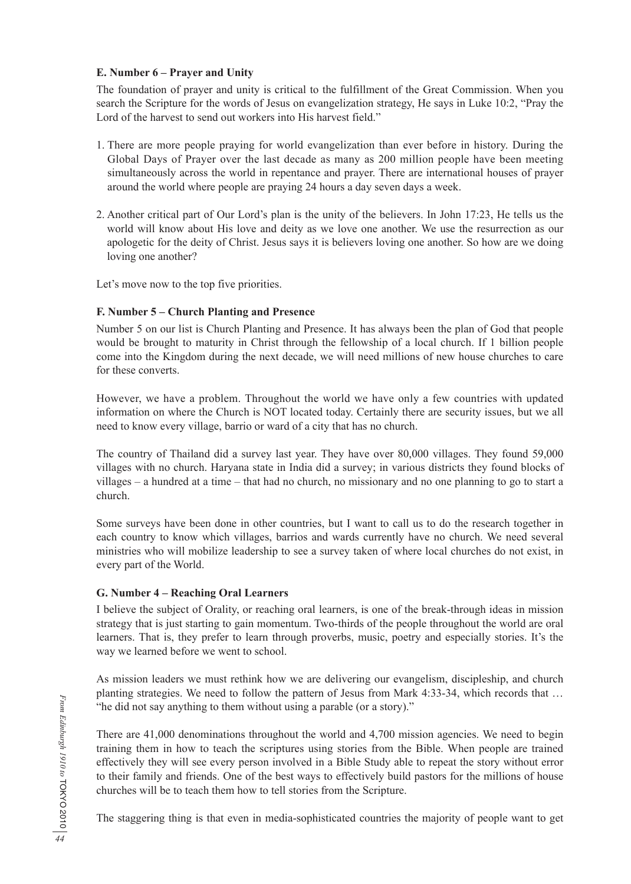### E. Number 6 – Prayer and Unity

The foundation of prayer and unity is critical to the fulfillment of the Great Commission. When you search the Scripture for the words of Jesus on evangelization strategy, He says in Luke 10:2, "Pray the Lord of the harvest to send out workers into His harvest field."

1. There are more people praying for world evangelization than ever before in history. During the Global Days of Prayer over the last decade as many as 200 million people have been meeting simultaneously across the world in repentance and prayer. There are international houses of prayer around the world where people are praying 24 hours a day seven days a week.

2. Another critical part of Our Lord's plan is the unity of the believers. In John 17:23, He tells us the world will know about His love and deity as we love one another. We use the resurrection as our apologetic for the deity of Christ. Jesus says it is believers loving one another. So how are we doing loving one another?

Let's move now to the top five priorities.

### F. Number 5 – Church Planting and Presence

Number 5 on our list is Church Planting and Presence. It has always been the plan of God that people would be brought to maturity in Christ through the fellowship of a local church. If 1 billion people come into the Kingdom during the next decade, we will need millions of new house churches to care for these converts.

However, we have a problem. Throughout the world we have only a few countries with updated information on where the Church is NOT located today. Certainly there are security issues, but we all need to know every village, barrio or ward of a city that has no church.

The country of Thailand did a survey last year. They have over 80,000 villages. They found 59,000 villages with no church. Haryana state in India did a survey; in various districts they found blocks of villages – a hundred at a time – that had no church, no missionary and no one planning to go to start a church.

Some surveys have been done in other countries, but I want to call us to do the research together in each country to know which villages, barrios and wards currently have no church. We need several ministries who will mobilize leadership to see a survey taken of where local churches do not exist, in every part of the World.

### G. Number 4 – Reaching Oral Learners

I believe the subject of Orality, or reaching oral learners, is one of the break-through ideas in mission strategy that is just starting to gain momentum. Two-thirds of the people throughout the world are oral learners. That is, they prefer to learn through proverbs, music, poetry and especially stories. It's the way we learned before we went to school.

As mission leaders we must rethink how we are delivering our evangelism, discipleship, and church planting strategies. We need to follow the pattern of Jesus from Mark 4:33-34, which records that … "he did not say anything to them without using a parable (or a story)."

There are 41,000 denominations throughout the world and 4,700 mission agencies. We need to begin training them in how to teach the scriptures using stories from the Bible. When people are trained effectively they will see every person involved in a Bible Study able to repeat the story without error to their family and friends. One of the best ways to effectively build pastors for the millions of house churches will be to teach them how to tell stories from the Scripture.

The staggering thing is that even in media-sophisticated countries the majority of people want to get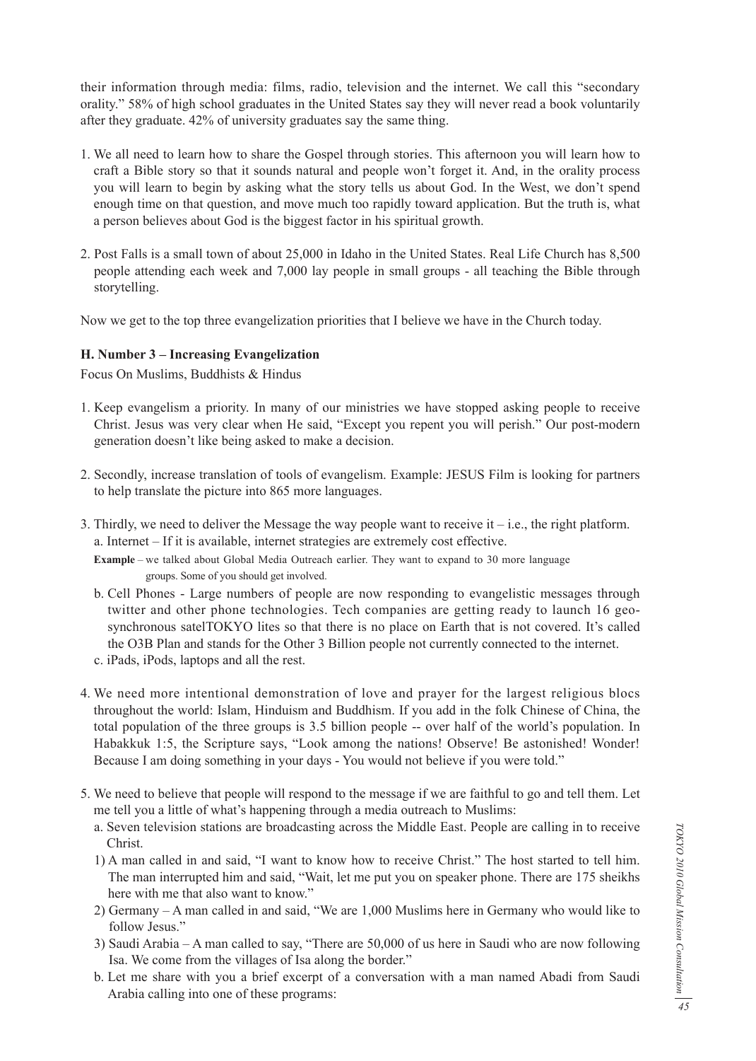their information through media: films, radio, television and the internet. We call this "secondary orality." 58% of high school graduates in the United States say they will never read a book voluntarily after they graduate. 42% of university graduates say the same thing.

1. We all need to learn how to share the Gospel through stories. This afternoon you will learn how to craft a Bible story so that it sounds natural and people won't forget it. And, in the orality process you will learn to begin by asking what the story tells us about God. In the West, we don't spend enough time on that question, and move much too rapidly toward application. But the truth is, what a person believes about God is the biggest factor in his spiritual growth.

2. Post Falls is a small town of about 25,000 in Idaho in the United States. Real Life Church has 8,500 people attending each week and 7,000 lay people in small groups - all teaching the Bible through storytelling.

Now we get to the top three evangelization priorities that I believe we have in the Church today.

**H. Number 3 – Increasing Evangelization**

Focus On Muslims, Buddhists & Hindus

1. Keep evangelism a priority. In many of our ministries we have stopped asking people to receive Christ. Jesus was very clear when He said, "Except you repent you will perish." Our post-modern generation doesn't like being asked to make a decision.

2. Secondly, increase translation of tools of evangelism. Example: JESUS Film is looking for partners to help translate the picture into 865 more languages.

3. Thirdly, we need to deliver the Message the way people want to receive it – i.e., the right platform.
   a. Internet – If it is available, internet strategies are extremely cost effective.
      **Example** – we talked about Global Media Outreach earlier. They want to expand to 30 more language groups. Some of you should get involved.
   b. Cell Phones - Large numbers of people are now responding to evangelistic messages through twitter and other phone technologies. Tech companies are getting ready to launch 16 geo-synchronous satelTOKYO lites so that there is no place on Earth that is not covered. It's called the O3B Plan and stands for the Other 3 Billion people not currently connected to the internet.
   c. iPads, iPods, laptops and all the rest.

4. We need more intentional demonstration of love and prayer for the largest religious blocs throughout the world: Islam, Hinduism and Buddhism. If you add in the folk Chinese of China, the total population of the three groups is 3.5 billion people -- over half of the world's population. In Habakkuk 1:5, the Scripture says, "Look among the nations! Observe! Be astonished! Wonder! Because I am doing something in your days - You would not believe if you were told."

5. We need to believe that people will respond to the message if we are faithful to go and tell them. Let me tell you a little of what's happening through a media outreach to Muslims:
   a. Seven television stations are broadcasting across the Middle East. People are calling in to receive Christ.
      1) A man called in and said, "I want to know how to receive Christ." The host started to tell him. The man interrupted him and said, "Wait, let me put you on speaker phone. There are 175 sheikhs here with me that also want to know."
      2) Germany – A man called in and said, "We are 1,000 Muslims here in Germany who would like to follow Jesus."
      3) Saudi Arabia – A man called to say, "There are 50,000 of us here in Saudi who are now following Isa. We come from the villages of Isa along the border."
   b. Let me share with you a brief excerpt of a conversation with a man named Abadi from Saudi Arabia calling into one of these programs: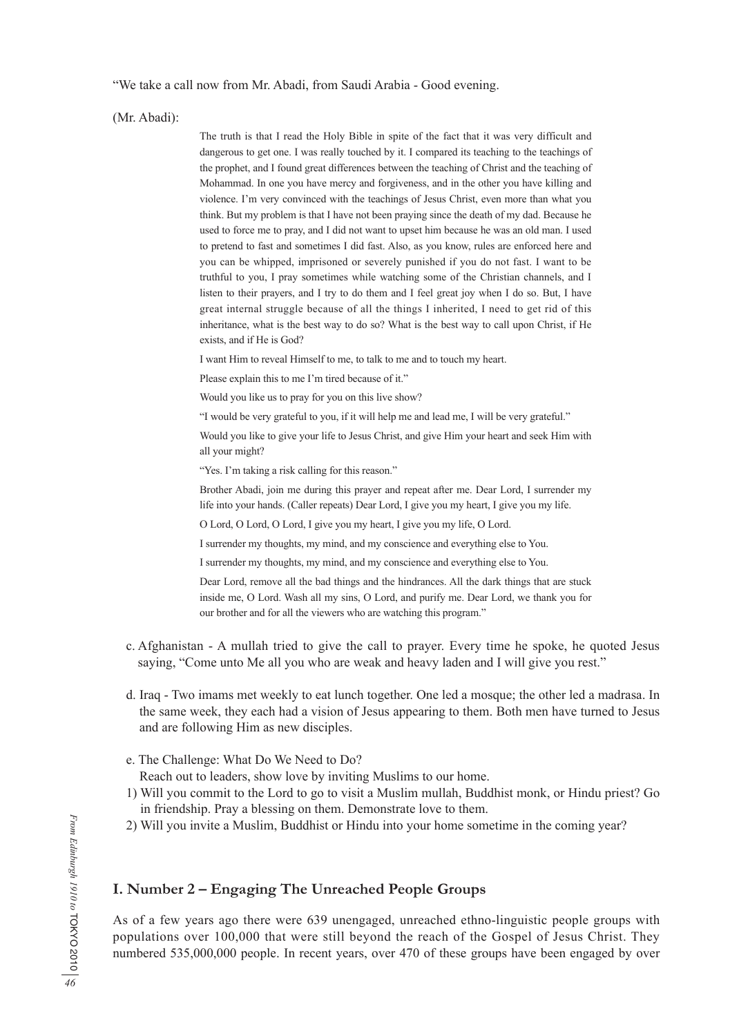"We take a call now from Mr. Abadi, from Saudi Arabia - Good evening.

(Mr. Abadi):

> The truth is that I read the Holy Bible in spite of the fact that it was very difficult and dangerous to get one. I was really touched by it. I compared its teaching to the teachings of the prophet, and I found great differences between the teaching of Christ and the teaching of Mohammad. In one you have mercy and forgiveness, and in the other you have killing and violence. I'm very convinced with the teachings of Jesus Christ, even more than what you think. But my problem is that I have not been praying since the death of my dad. Because he used to force me to pray, and I did not want to upset him because he was an old man. I used to pretend to fast and sometimes I did fast. Also, as you know, rules are enforced here and you can be whipped, imprisoned or severely punished if you do not fast. I want to be truthful to you, I pray sometimes while watching some of the Christian channels, and I listen to their prayers, and I try to do them and I feel great joy when I do so. But, I have great internal struggle because of all the things I inherited, I need to get rid of this inheritance, what is the best way to do so? What is the best way to call upon Christ, if He exists, and if He is God?
>
> I want Him to reveal Himself to me, to talk to me and to touch my heart.
>
> Please explain this to me I'm tired because of it."
>
> Would you like us to pray for you on this live show?
>
> "I would be very grateful to you, if it will help me and lead me, I will be very grateful."
>
> Would you like to give your life to Jesus Christ, and give Him your heart and seek Him with all your might?
>
> "Yes. I'm taking a risk calling for this reason."
>
> Brother Abadi, join me during this prayer and repeat after me. Dear Lord, I surrender my life into your hands. (Caller repeats) Dear Lord, I give you my heart, I give you my life.
>
> O Lord, O Lord, O Lord, I give you my heart, I give you my life, O Lord.
>
> I surrender my thoughts, my mind, and my conscience and everything else to You.
>
> I surrender my thoughts, my mind, and my conscience and everything else to You.
>
> Dear Lord, remove all the bad things and the hindrances. All the dark things that are stuck inside me, O Lord. Wash all my sins, O Lord, and purify me. Dear Lord, we thank you for our brother and for all the viewers who are watching this program."

c. Afghanistan - A mullah tried to give the call to prayer. Every time he spoke, he quoted Jesus saying, "Come unto Me all you who are weak and heavy laden and I will give you rest."

d. Iraq - Two imams met weekly to eat lunch together. One led a mosque; the other led a madrasa. In the same week, they each had a vision of Jesus appearing to them. Both men have turned to Jesus and are following Him as new disciples.

e. The Challenge: What Do We Need to Do?
Reach out to leaders, show love by inviting Muslims to our home.

1) Will you commit to the Lord to go to visit a Muslim mullah, Buddhist monk, or Hindu priest? Go in friendship. Pray a blessing on them. Demonstrate love to them.
2) Will you invite a Muslim, Buddhist or Hindu into your home sometime in the coming year?

## I. Number 2 – Engaging The Unreached People Groups

As of a few years ago there were 639 unengaged, unreached ethno-linguistic people groups with populations over 100,000 that were still beyond the reach of the Gospel of Jesus Christ. They numbered 535,000,000 people. In recent years, over 470 of these groups have been engaged by over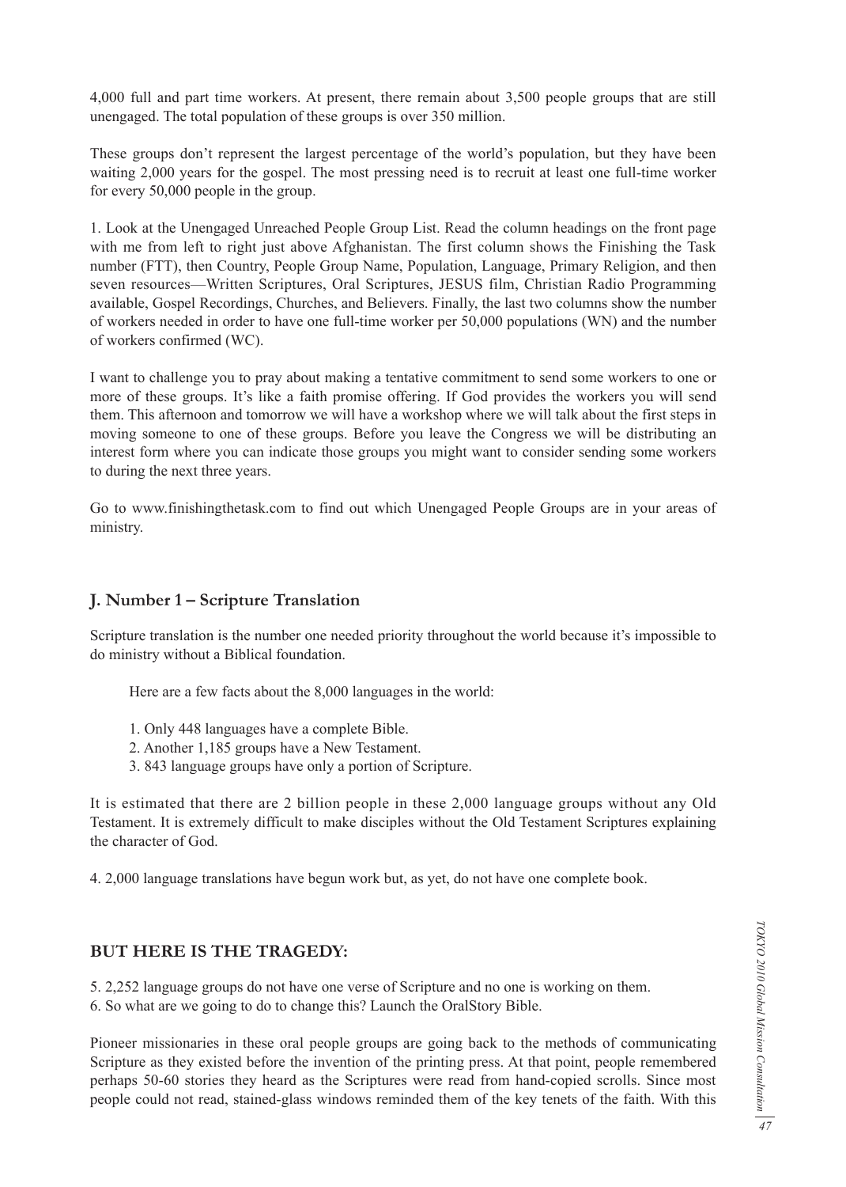4,000 full and part time workers. At present, there remain about 3,500 people groups that are still unengaged. The total population of these groups is over 350 million.

These groups don't represent the largest percentage of the world's population, but they have been waiting 2,000 years for the gospel. The most pressing need is to recruit at least one full-time worker for every 50,000 people in the group.

1. Look at the Unengaged Unreached People Group List. Read the column headings on the front page with me from left to right just above Afghanistan. The first column shows the Finishing the Task number (FTT), then Country, People Group Name, Population, Language, Primary Religion, and then seven resources—Written Scriptures, Oral Scriptures, JESUS film, Christian Radio Programming available, Gospel Recordings, Churches, and Believers. Finally, the last two columns show the number of workers needed in order to have one full-time worker per 50,000 populations (WN) and the number of workers confirmed (WC).

I want to challenge you to pray about making a tentative commitment to send some workers to one or more of these groups. It's like a faith promise offering. If God provides the workers you will send them. This afternoon and tomorrow we will have a workshop where we will talk about the first steps in moving someone to one of these groups. Before you leave the Congress we will be distributing an interest form where you can indicate those groups you might want to consider sending some workers to during the next three years.

Go to www.finishingthetask.com to find out which Unengaged People Groups are in your areas of ministry.

### J. Number 1 – Scripture Translation

Scripture translation is the number one needed priority throughout the world because it's impossible to do ministry without a Biblical foundation.

Here are a few facts about the 8,000 languages in the world:

1. Only 448 languages have a complete Bible.
2. Another 1,185 groups have a New Testament.
3. 843 language groups have only a portion of Scripture.

It is estimated that there are 2 billion people in these 2,000 language groups without any Old Testament. It is extremely difficult to make disciples without the Old Testament Scriptures explaining the character of God.

4. 2,000 language translations have begun work but, as yet, do not have one complete book.

### BUT HERE IS THE TRAGEDY:

5. 2,252 language groups do not have one verse of Scripture and no one is working on them.
6. So what are we going to do to change this? Launch the OralStory Bible.

Pioneer missionaries in these oral people groups are going back to the methods of communicating Scripture as they existed before the invention of the printing press. At that point, people remembered perhaps 50-60 stories they heard as the Scriptures were read from hand-copied scrolls. Since most people could not read, stained-glass windows reminded them of the key tenets of the faith. With this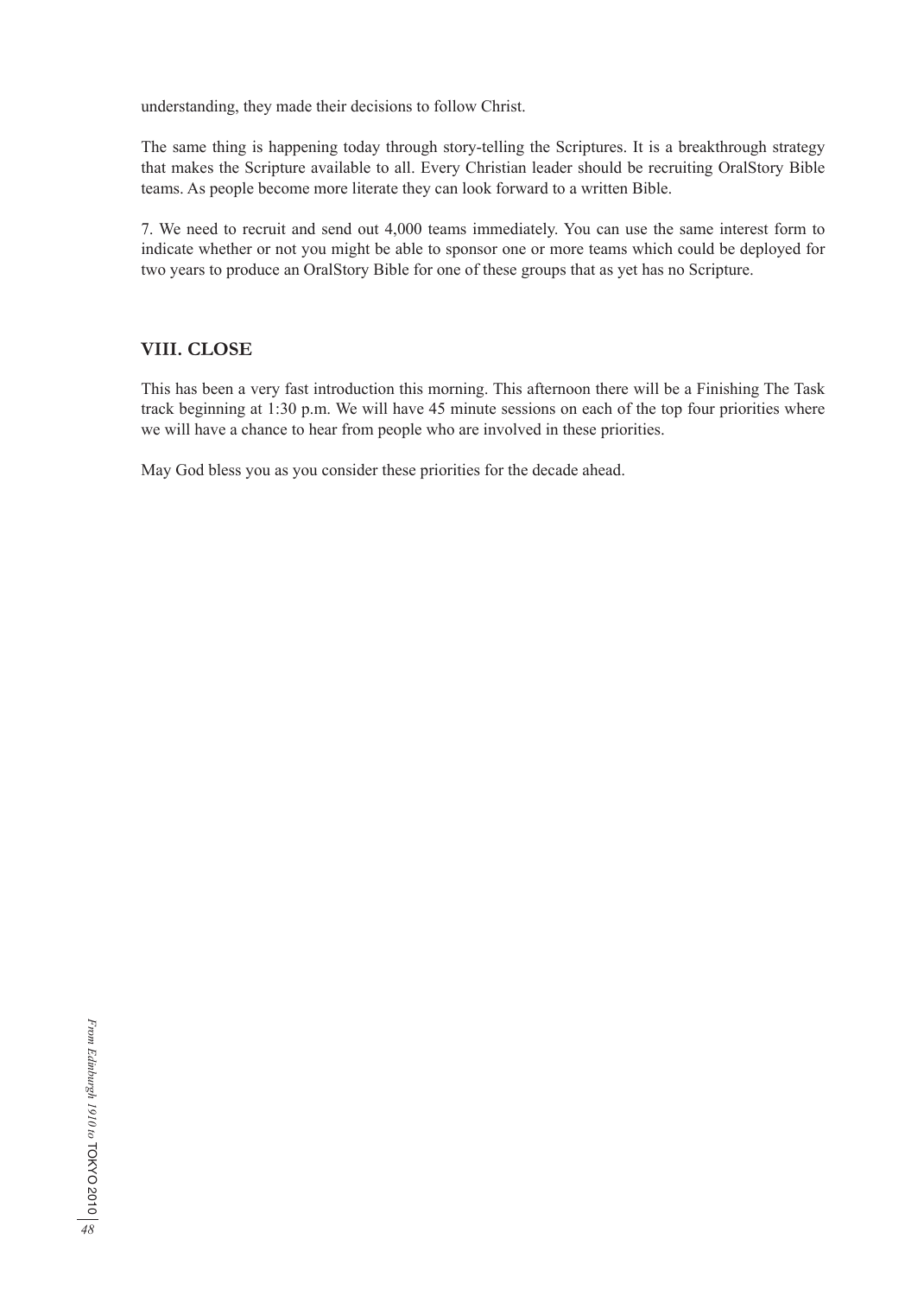understanding, they made their decisions to follow Christ.

The same thing is happening today through story-telling the Scriptures. It is a breakthrough strategy that makes the Scripture available to all. Every Christian leader should be recruiting OralStory Bible teams. As people become more literate they can look forward to a written Bible.

7. We need to recruit and send out 4,000 teams immediately. You can use the same interest form to indicate whether or not you might be able to sponsor one or more teams which could be deployed for two years to produce an OralStory Bible for one of these groups that as yet has no Scripture.

## VIII. CLOSE

This has been a very fast introduction this morning. This afternoon there will be a Finishing The Task track beginning at 1:30 p.m. We will have 45 minute sessions on each of the top four priorities where we will have a chance to hear from people who are involved in these priorities.

May God bless you as you consider these priorities for the decade ahead.